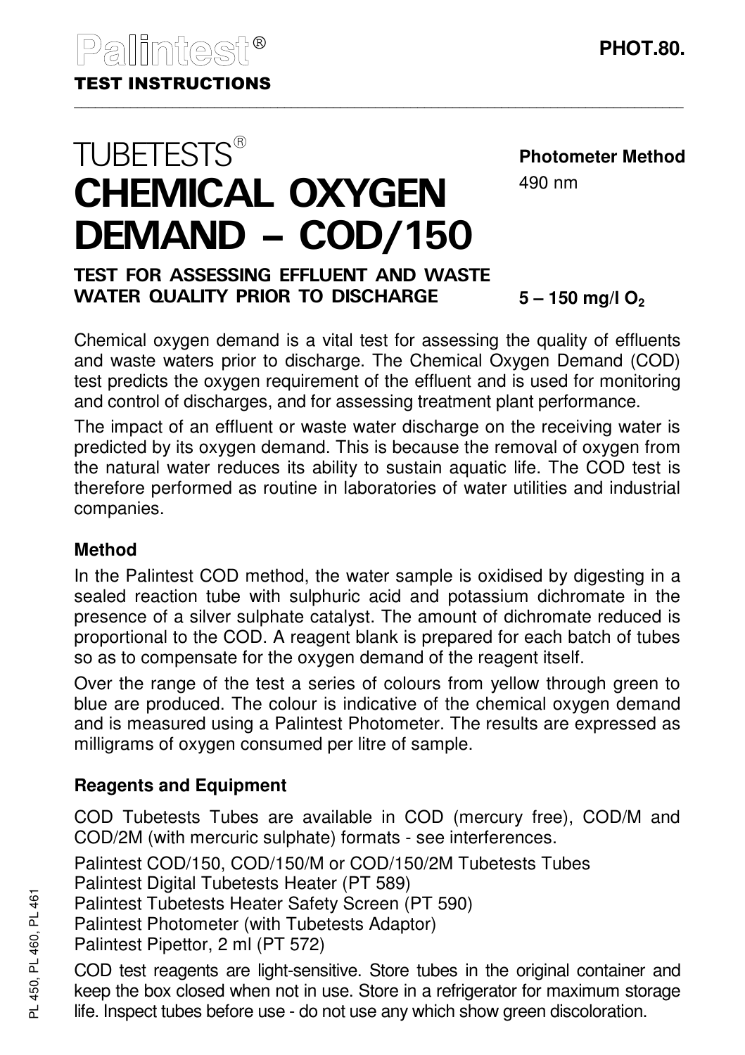Palintest®

**TEST INSTRUCTIONS**

**PHOT.80.**

# TUBETESTS® CHEMICAL OXYGEN DEMAND – COD/150

**Photometer Method**

490 nm

## TEST FOR ASSESSING EFFLUENT AND WASTE WATER QUALITY PRIOR TO DISCHARGE

**5 – 150 mg/l $O_2$**

Chemical oxygen demand is a vital test for assessing the quality of effluents and waste waters prior to discharge. The Chemical Oxygen Demand (COD) test predicts the oxygen requirement of the effluent and is used for monitoring and control of discharges, and for assessing treatment plant performance.

The impact of an effluent or waste water discharge on the receiving water is predicted by its oxygen demand. This is because the removal of oxygen from the natural water reduces its ability to sustain aquatic life. The COD test is therefore performed as routine in laboratories of water utilities and industrial companies.

### Method

In the Palintest COD method, the water sample is oxidised by digesting in a sealed reaction tube with sulphuric acid and potassium dichromate in the presence of a silver sulphate catalyst. The amount of dichromate reduced is proportional to the COD. A reagent blank is prepared for each batch of tubes so as to compensate for the oxygen demand of the reagent itself.

Over the range of the test a series of colours from yellow through green to blue are produced. The colour is indicative of the chemical oxygen demand and is measured using a Palintest Photometer. The results are expressed as milligrams of oxygen consumed per litre of sample.

### Reagents and Equipment

COD Tubetests Tubes are available in COD (mercury free), COD/M and COD/2M (with mercuric sulphate) formats - see interferences.

Palintest COD/150, COD/150/M or COD/150/2M Tubetests Tubes
Palintest Digital Tubetests Heater (PT 589)
Palintest Tubetests Heater Safety Screen (PT 590)
Palintest Photometer (with Tubetests Adaptor)
Palintest Pipettor, 2 ml (PT 572)

COD test reagents are light-sensitive. Store tubes in the original container and keep the box closed when not in use. Store in a refrigerator for maximum storage life. Inspect tubes before use - do not use any which show green discoloration.

PL 450, PL 460, PL 461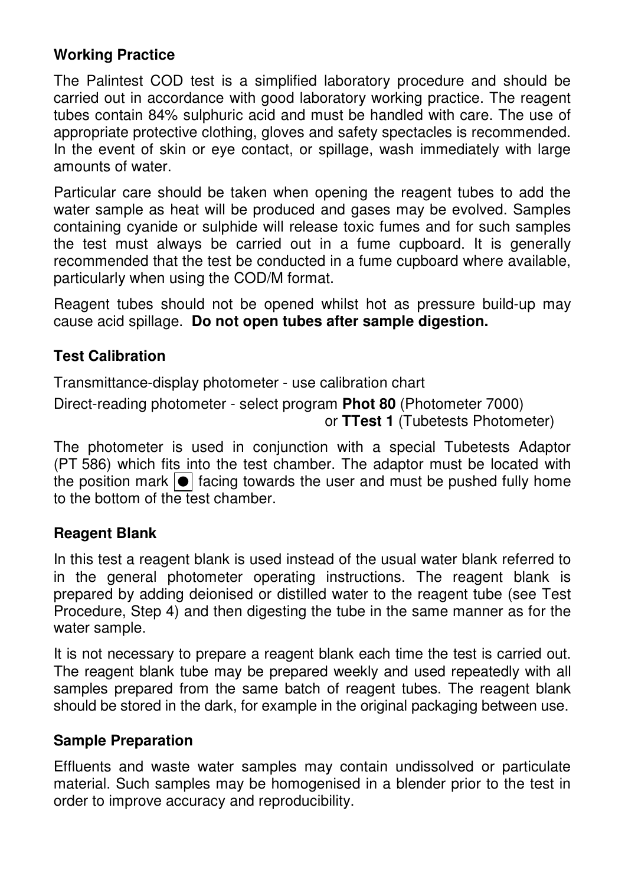## Working Practice

The Palintest COD test is a simplified laboratory procedure and should be carried out in accordance with good laboratory working practice. The reagent tubes contain 84% sulphuric acid and must be handled with care. The use of appropriate protective clothing, gloves and safety spectacles is recommended. In the event of skin or eye contact, or spillage, wash immediately with large amounts of water.

Particular care should be taken when opening the reagent tubes to add the water sample as heat will be produced and gases may be evolved. Samples containing cyanide or sulphide will release toxic fumes and for such samples the test must always be carried out in a fume cupboard. It is generally recommended that the test be conducted in a fume cupboard where available, particularly when using the COD/M format.

Reagent tubes should not be opened whilst hot as pressure build-up may cause acid spillage. **Do not open tubes after sample digestion.**

## Test Calibration

Transmittance-display photometer - use calibration chart

Direct-reading photometer - select program **Phot 80** (Photometer 7000) or **TTest 1** (Tubetests Photometer)

The photometer is used in conjunction with a special Tubetests Adaptor (PT 586) which fits into the test chamber. The adaptor must be located with the position mark ● facing towards the user and must be pushed fully home to the bottom of the test chamber.

## Reagent Blank

In this test a reagent blank is used instead of the usual water blank referred to in the general photometer operating instructions. The reagent blank is prepared by adding deionised or distilled water to the reagent tube (see Test Procedure, Step 4) and then digesting the tube in the same manner as for the water sample.

It is not necessary to prepare a reagent blank each time the test is carried out. The reagent blank tube may be prepared weekly and used repeatedly with all samples prepared from the same batch of reagent tubes. The reagent blank should be stored in the dark, for example in the original packaging between use.

## Sample Preparation

Effluents and waste water samples may contain undissolved or particulate material. Such samples may be homogenised in a blender prior to the test in order to improve accuracy and reproducibility.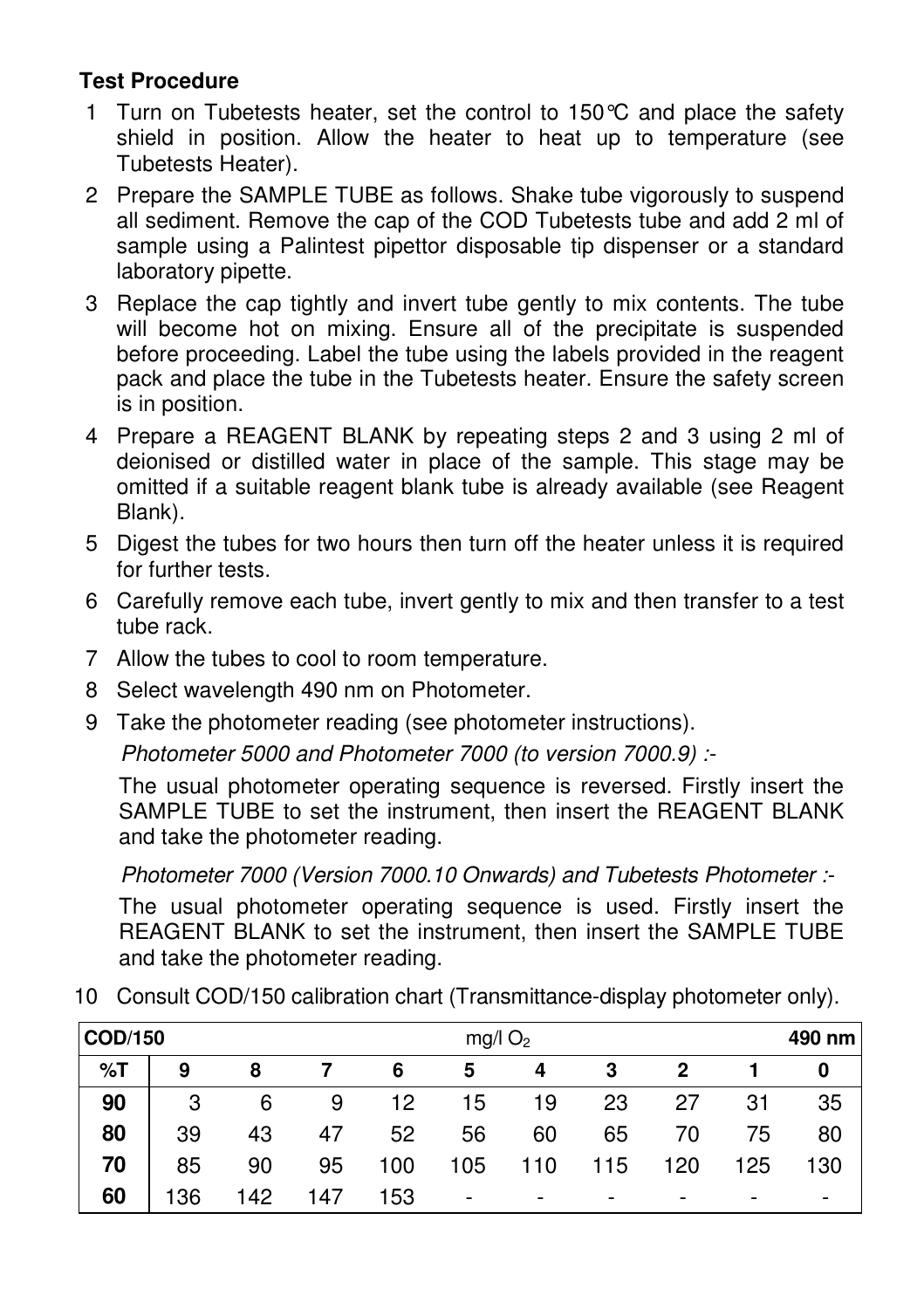**Test Procedure**

1. Turn on Tubetests heater, set the control to 150°C and place the safety shield in position. Allow the heater to heat up to temperature (see Tubetests Heater).
2. Prepare the SAMPLE TUBE as follows. Shake tube vigorously to suspend all sediment. Remove the cap of the COD Tubetests tube and add 2 ml of sample using a Palintest pipettor disposable tip dispenser or a standard laboratory pipette.
3. Replace the cap tightly and invert tube gently to mix contents. The tube will become hot on mixing. Ensure all of the precipitate is suspended before proceeding. Label the tube using the labels provided in the reagent pack and place the tube in the Tubetests heater. Ensure the safety screen is in position.
4. Prepare a REAGENT BLANK by repeating steps 2 and 3 using 2 ml of deionised or distilled water in place of the sample. This stage may be omitted if a suitable reagent blank tube is already available (see Reagent Blank).
5. Digest the tubes for two hours then turn off the heater unless it is required for further tests.
6. Carefully remove each tube, invert gently to mix and then transfer to a test tube rack.
7. Allow the tubes to cool to room temperature.
8. Select wavelength 490 nm on Photometer.
9. Take the photometer reading (see photometer instructions).

   *Photometer 5000 and Photometer 7000 (to version 7000.9) :-*

   The usual photometer operating sequence is reversed. Firstly insert the SAMPLE TUBE to set the instrument, then insert the REAGENT BLANK and take the photometer reading.

   *Photometer 7000 (Version 7000.10 Onwards) and Tubetests Photometer :-*

   The usual photometer operating sequence is used. Firstly insert the REAGENT BLANK to set the instrument, then insert the SAMPLE TUBE and take the photometer reading.

10. Consult COD/150 calibration chart (Transmittance-display photometer only).

| **COD/150** | | | | | mg/l $O_2$ | | | | | **490 nm** |
|---|---|---|---|---|---|---|---|---|---|---|
| **%T** | **9** | **8** | **7** | **6** | **5** | **4** | **3** | **2** | **1** | **0** |
| **90** | 3 | 6 | 9 | 12 | 15 | 19 | 23 | 27 | 31 | 35 |
| **80** | 39 | 43 | 47 | 52 | 56 | 60 | 65 | 70 | 75 | 80 |
| **70** | 85 | 90 | 95 | 100 | 105 | 110 | 115 | 120 | 125 | 130 |
| **60** | 136 | 142 | 147 | 153 | - | - | - | - | - | - |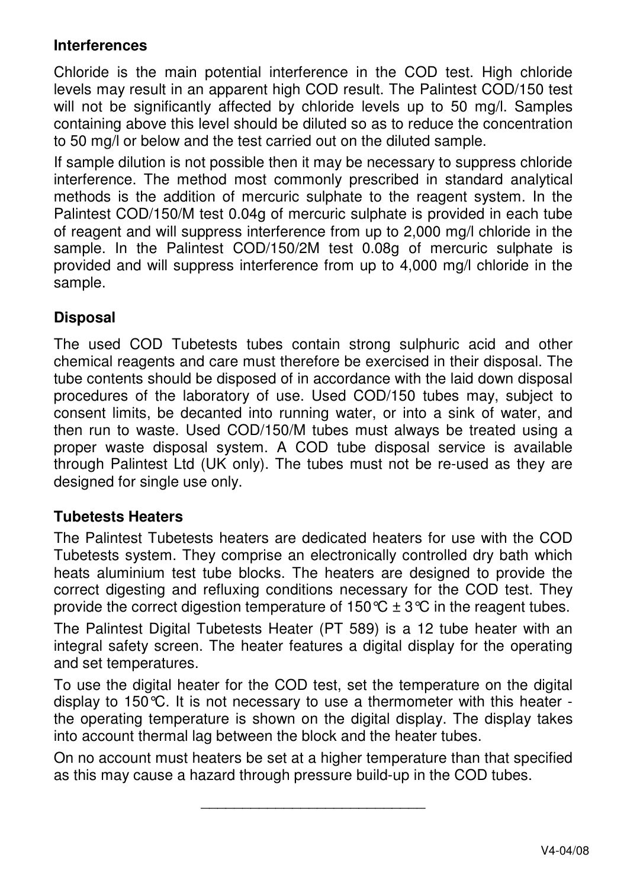### Interferences

Chloride is the main potential interference in the COD test. High chloride levels may result in an apparent high COD result. The Palintest COD/150 test will not be significantly affected by chloride levels up to 50 mg/l. Samples containing above this level should be diluted so as to reduce the concentration to 50 mg/l or below and the test carried out on the diluted sample.

If sample dilution is not possible then it may be necessary to suppress chloride interference. The method most commonly prescribed in standard analytical methods is the addition of mercuric sulphate to the reagent system. In the Palintest COD/150/M test 0.04g of mercuric sulphate is provided in each tube of reagent and will suppress interference from up to 2,000 mg/l chloride in the sample. In the Palintest COD/150/2M test 0.08g of mercuric sulphate is provided and will suppress interference from up to 4,000 mg/l chloride in the sample.

### Disposal

The used COD Tubetests tubes contain strong sulphuric acid and other chemical reagents and care must therefore be exercised in their disposal. The tube contents should be disposed of in accordance with the laid down disposal procedures of the laboratory of use. Used COD/150 tubes may, subject to consent limits, be decanted into running water, or into a sink of water, and then run to waste. Used COD/150/M tubes must always be treated using a proper waste disposal system. A COD tube disposal service is available through Palintest Ltd (UK only). The tubes must not be re-used as they are designed for single use only.

### Tubetests Heaters

The Palintest Tubetests heaters are dedicated heaters for use with the COD Tubetests system. They comprise an electronically controlled dry bath which heats aluminium test tube blocks. The heaters are designed to provide the correct digesting and refluxing conditions necessary for the COD test. They provide the correct digestion temperature of 150°C ± 3°C in the reagent tubes.

The Palintest Digital Tubetests Heater (PT 589) is a 12 tube heater with an integral safety screen. The heater features a digital display for the operating and set temperatures.

To use the digital heater for the COD test, set the temperature on the digital display to 150°C. It is not necessary to use a thermometer with this heater - the operating temperature is shown on the digital display. The display takes into account thermal lag between the block and the heater tubes.

On no account must heaters be set at a higher temperature than that specified as this may cause a hazard through pressure build-up in the COD tubes.

---

V4-04/08